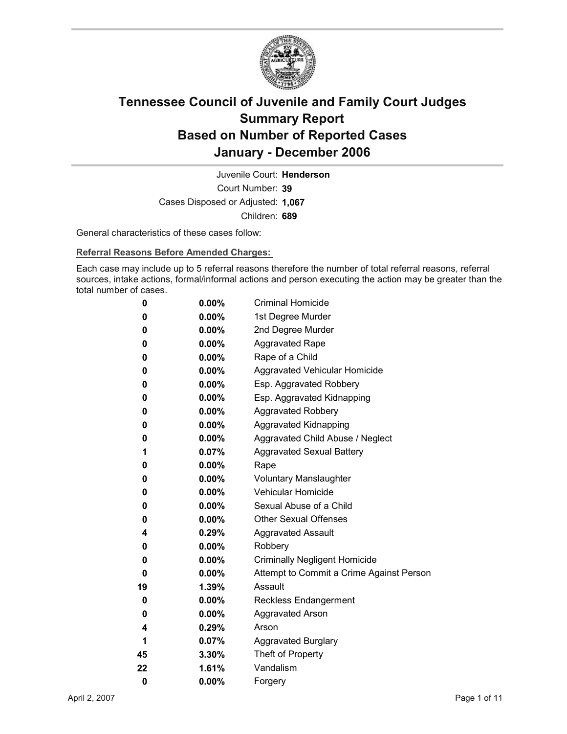# Tennessee Council of Juvenile and Family Court Judges
# Summary Report
# Based on Number of Reported Cases
# January - December 2006

Juvenile Court: **Henderson**

Court Number: **39**

Cases Disposed or Adjusted: **1,067**

Children: **689**

General characteristics of these cases follow:

**Referral Reasons Before Amended Charges:**

Each case may include up to 5 referral reasons therefore the number of total referral reasons, referral sources, intake actions, formal/informal actions and person executing the action may be greater than the total number of cases.

| | | |
|---|---|---|
| 0 | 0.00% | Criminal Homicide |
| 0 | 0.00% | 1st Degree Murder |
| 0 | 0.00% | 2nd Degree Murder |
| 0 | 0.00% | Aggravated Rape |
| 0 | 0.00% | Rape of a Child |
| 0 | 0.00% | Aggravated Vehicular Homicide |
| 0 | 0.00% | Esp. Aggravated Robbery |
| 0 | 0.00% | Esp. Aggravated Kidnapping |
| 0 | 0.00% | Aggravated Robbery |
| 0 | 0.00% | Aggravated Kidnapping |
| 0 | 0.00% | Aggravated Child Abuse / Neglect |
| 1 | 0.07% | Aggravated Sexual Battery |
| 0 | 0.00% | Rape |
| 0 | 0.00% | Voluntary Manslaughter |
| 0 | 0.00% | Vehicular Homicide |
| 0 | 0.00% | Sexual Abuse of a Child |
| 0 | 0.00% | Other Sexual Offenses |
| 4 | 0.29% | Aggravated Assault |
| 0 | 0.00% | Robbery |
| 0 | 0.00% | Criminally Negligent Homicide |
| 0 | 0.00% | Attempt to Commit a Crime Against Person |
| 19 | 1.39% | Assault |
| 0 | 0.00% | Reckless Endangerment |
| 0 | 0.00% | Aggravated Arson |
| 4 | 0.29% | Arson |
| 1 | 0.07% | Aggravated Burglary |
| 45 | 3.30% | Theft of Property |
| 22 | 1.61% | Vandalism |
| 0 | 0.00% | Forgery |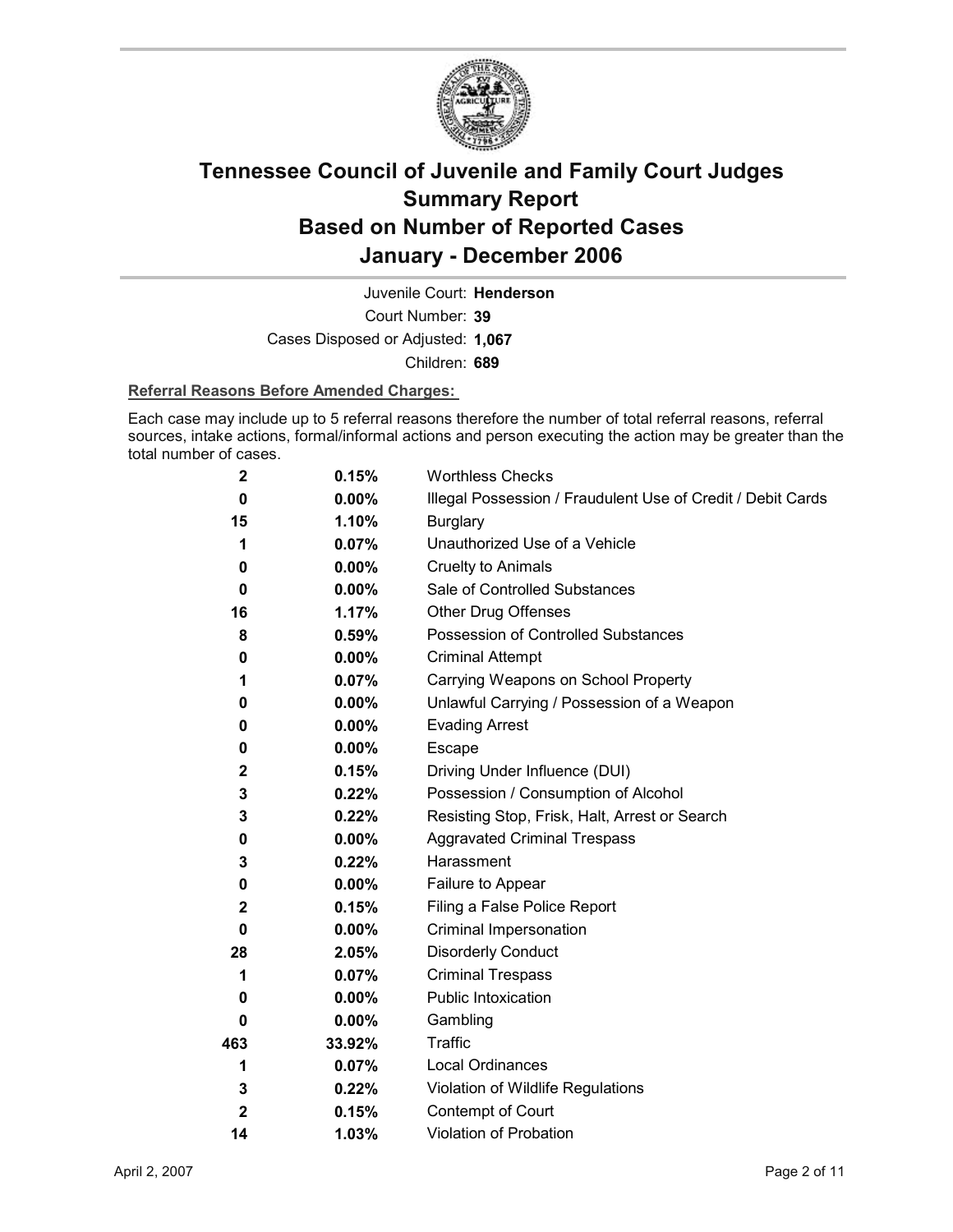# Tennessee Council of Juvenile and Family Court Judges Summary Report Based on Number of Reported Cases January - December 2006

Juvenile Court: **Henderson**

Court Number: **39**

Cases Disposed or Adjusted: **1,067**

Children: **689**

**Referral Reasons Before Amended Charges:**

Each case may include up to 5 referral reasons therefore the number of total referral reasons, referral sources, intake actions, formal/informal actions and person executing the action may be greater than the total number of cases.

| | | |
|---|---|---|
| 2 | 0.15% | Worthless Checks |
| 0 | 0.00% | Illegal Possession / Fraudulent Use of Credit / Debit Cards |
| 15 | 1.10% | Burglary |
| 1 | 0.07% | Unauthorized Use of a Vehicle |
| 0 | 0.00% | Cruelty to Animals |
| 0 | 0.00% | Sale of Controlled Substances |
| 16 | 1.17% | Other Drug Offenses |
| 8 | 0.59% | Possession of Controlled Substances |
| 0 | 0.00% | Criminal Attempt |
| 1 | 0.07% | Carrying Weapons on School Property |
| 0 | 0.00% | Unlawful Carrying / Possession of a Weapon |
| 0 | 0.00% | Evading Arrest |
| 0 | 0.00% | Escape |
| 2 | 0.15% | Driving Under Influence (DUI) |
| 3 | 0.22% | Possession / Consumption of Alcohol |
| 3 | 0.22% | Resisting Stop, Frisk, Halt, Arrest or Search |
| 0 | 0.00% | Aggravated Criminal Trespass |
| 3 | 0.22% | Harassment |
| 0 | 0.00% | Failure to Appear |
| 2 | 0.15% | Filing a False Police Report |
| 0 | 0.00% | Criminal Impersonation |
| 28 | 2.05% | Disorderly Conduct |
| 1 | 0.07% | Criminal Trespass |
| 0 | 0.00% | Public Intoxication |
| 0 | 0.00% | Gambling |
| 463 | 33.92% | Traffic |
| 1 | 0.07% | Local Ordinances |
| 3 | 0.22% | Violation of Wildlife Regulations |
| 2 | 0.15% | Contempt of Court |
| 14 | 1.03% | Violation of Probation |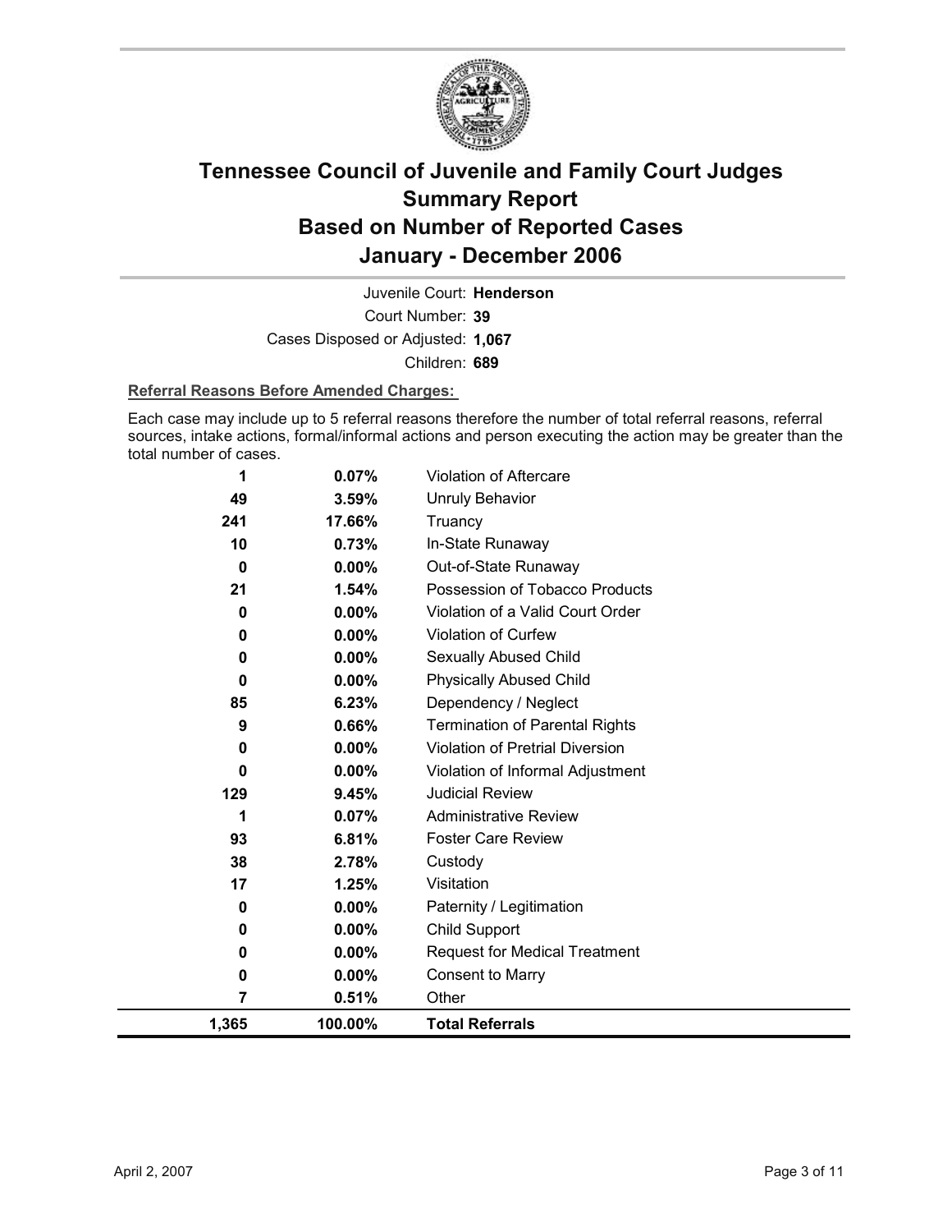# Tennessee Council of Juvenile and Family Court Judges
# Summary Report
# Based on Number of Reported Cases
# January - December 2006

Juvenile Court: **Henderson**

Court Number: **39**

Cases Disposed or Adjusted: **1,067**

Children: **689**

**Referral Reasons Before Amended Charges:**

Each case may include up to 5 referral reasons therefore the number of total referral reasons, referral sources, intake actions, formal/informal actions and person executing the action may be greater than the total number of cases.

| Count | Percent | Referral Reason |
|---|---|---|
| 1 | 0.07% | Violation of Aftercare |
| 49 | 3.59% | Unruly Behavior |
| 241 | 17.66% | Truancy |
| 10 | 0.73% | In-State Runaway |
| 0 | 0.00% | Out-of-State Runaway |
| 21 | 1.54% | Possession of Tobacco Products |
| 0 | 0.00% | Violation of a Valid Court Order |
| 0 | 0.00% | Violation of Curfew |
| 0 | 0.00% | Sexually Abused Child |
| 0 | 0.00% | Physically Abused Child |
| 85 | 6.23% | Dependency / Neglect |
| 9 | 0.66% | Termination of Parental Rights |
| 0 | 0.00% | Violation of Pretrial Diversion |
| 0 | 0.00% | Violation of Informal Adjustment |
| 129 | 9.45% | Judicial Review |
| 1 | 0.07% | Administrative Review |
| 93 | 6.81% | Foster Care Review |
| 38 | 2.78% | Custody |
| 17 | 1.25% | Visitation |
| 0 | 0.00% | Paternity / Legitimation |
| 0 | 0.00% | Child Support |
| 0 | 0.00% | Request for Medical Treatment |
| 0 | 0.00% | Consent to Marry |
| 7 | 0.51% | Other |
| **1,365** | **100.00%** | **Total Referrals** |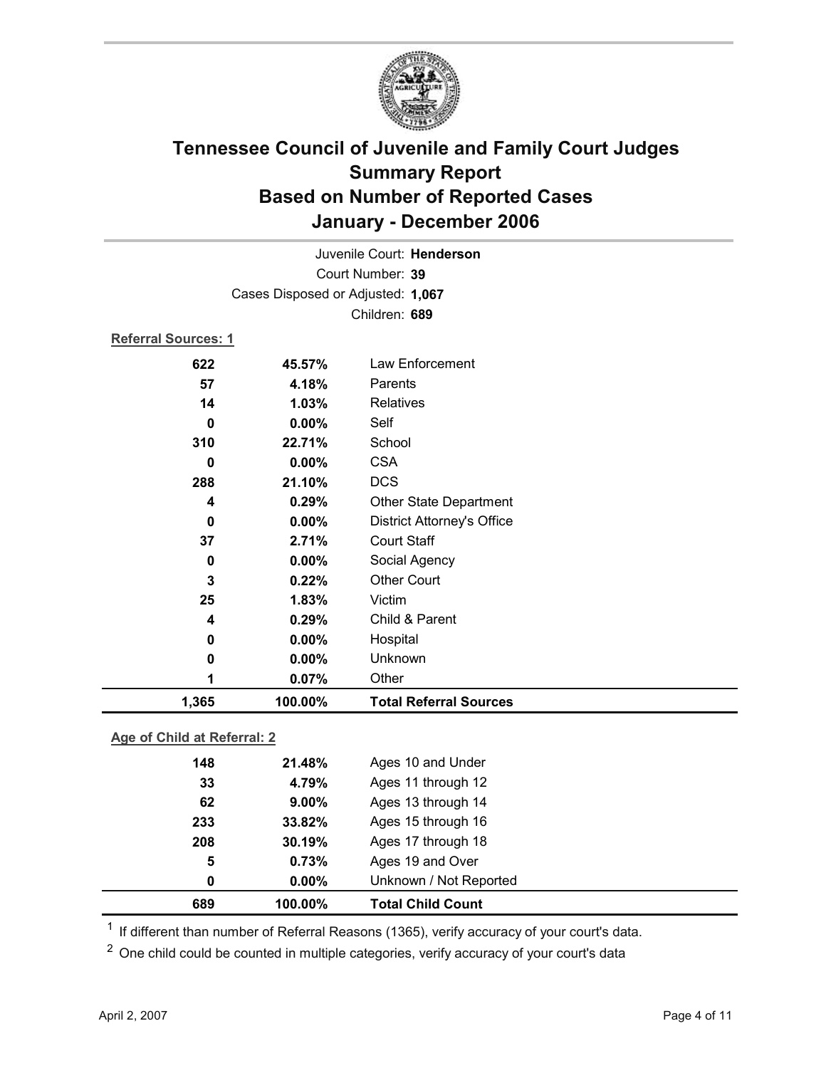# Tennessee Council of Juvenile and Family Court Judges
## Summary Report
## Based on Number of Reported Cases
## January - December 2006

Juvenile Court: **Henderson**

Court Number: **39**

Cases Disposed or Adjusted: **1,067**

Children: **689**

**Referral Sources: 1**

| | | |
|---|---|---|
| 622 | 45.57% | Law Enforcement |
| 57 | 4.18% | Parents |
| 14 | 1.03% | Relatives |
| 0 | 0.00% | Self |
| 310 | 22.71% | School |
| 0 | 0.00% | CSA |
| 288 | 21.10% | DCS |
| 4 | 0.29% | Other State Department |
| 0 | 0.00% | District Attorney's Office |
| 37 | 2.71% | Court Staff |
| 0 | 0.00% | Social Agency |
| 3 | 0.22% | Other Court |
| 25 | 1.83% | Victim |
| 4 | 0.29% | Child & Parent |
| 0 | 0.00% | Hospital |
| 0 | 0.00% | Unknown |
| 1 | 0.07% | Other |
| **1,365** | **100.00%** | **Total Referral Sources** |

**Age of Child at Referral: 2**

| | | |
|---|---|---|
| 148 | 21.48% | Ages 10 and Under |
| 33 | 4.79% | Ages 11 through 12 |
| 62 | 9.00% | Ages 13 through 14 |
| 233 | 33.82% | Ages 15 through 16 |
| 208 | 30.19% | Ages 17 through 18 |
| 5 | 0.73% | Ages 19 and Over |
| 0 | 0.00% | Unknown / Not Reported |
| **689** | **100.00%** | **Total Child Count** |

[1] If different than number of Referral Reasons (1365), verify accuracy of your court's data.

[2] One child could be counted in multiple categories, verify accuracy of your court's data

April 2, 2007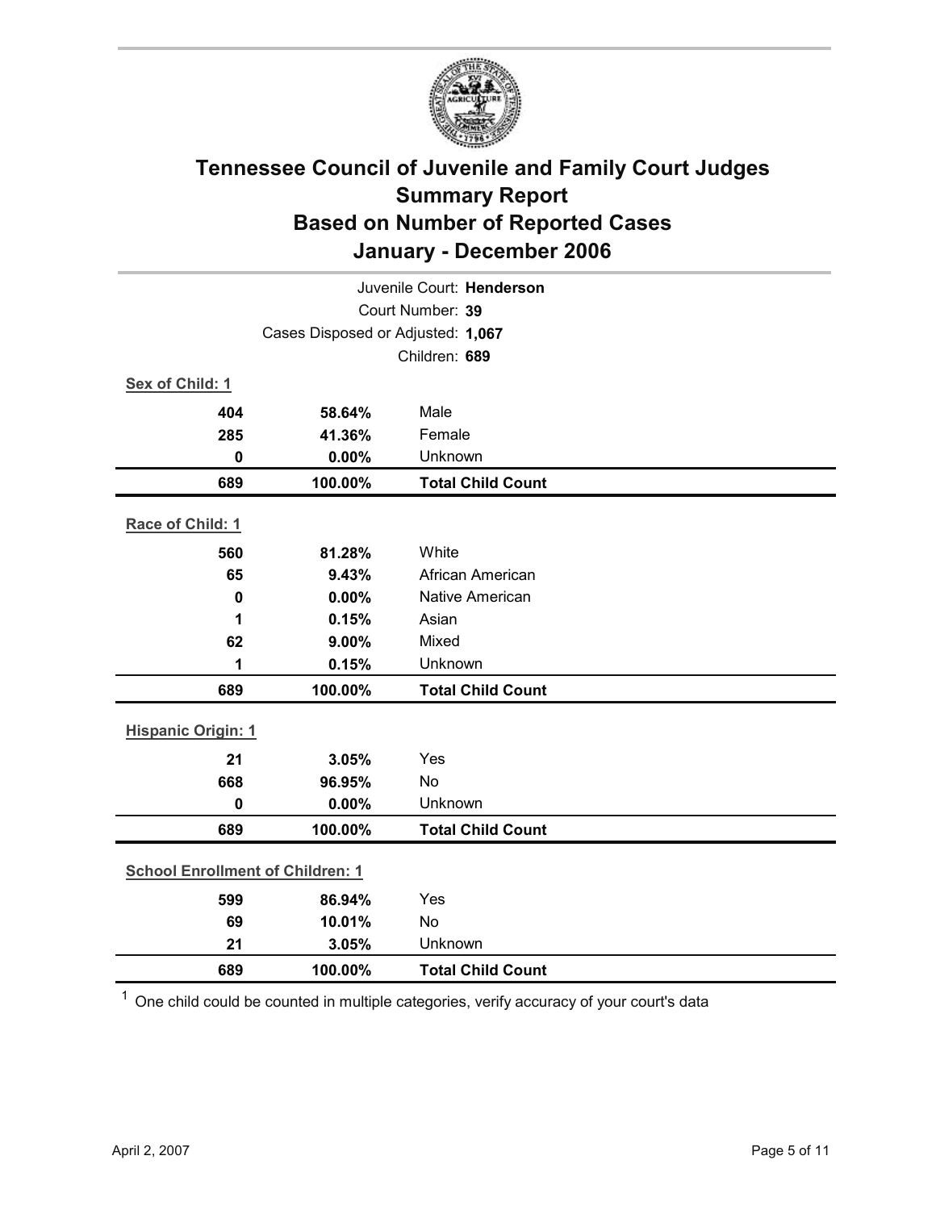# Tennessee Council of Juvenile and Family Court Judges
## Summary Report
## Based on Number of Reported Cases
## January - December 2006

Juvenile Court: **Henderson**

Court Number: **39**

Cases Disposed or Adjusted: **1,067**

Children: **689**

**Sex of Child: 1**

| Count | Percent | Category |
|---|---|---|
| 404 | 58.64% | Male |
| 285 | 41.36% | Female |
| 0 | 0.00% | Unknown |
| **689** | **100.00%** | **Total Child Count** |

**Race of Child: 1**

| Count | Percent | Category |
|---|---|---|
| 560 | 81.28% | White |
| 65 | 9.43% | African American |
| 0 | 0.00% | Native American |
| 1 | 0.15% | Asian |
| 62 | 9.00% | Mixed |
| 1 | 0.15% | Unknown |
| **689** | **100.00%** | **Total Child Count** |

**Hispanic Origin: 1**

| Count | Percent | Category |
|---|---|---|
| 21 | 3.05% | Yes |
| 668 | 96.95% | No |
| 0 | 0.00% | Unknown |
| **689** | **100.00%** | **Total Child Count** |

**School Enrollment of Children: 1**

| Count | Percent | Category |
|---|---|---|
| 599 | 86.94% | Yes |
| 69 | 10.01% | No |
| 21 | 3.05% | Unknown |
| **689** | **100.00%** | **Total Child Count** |

[1] One child could be counted in multiple categories, verify accuracy of your court's data

April 2, 2007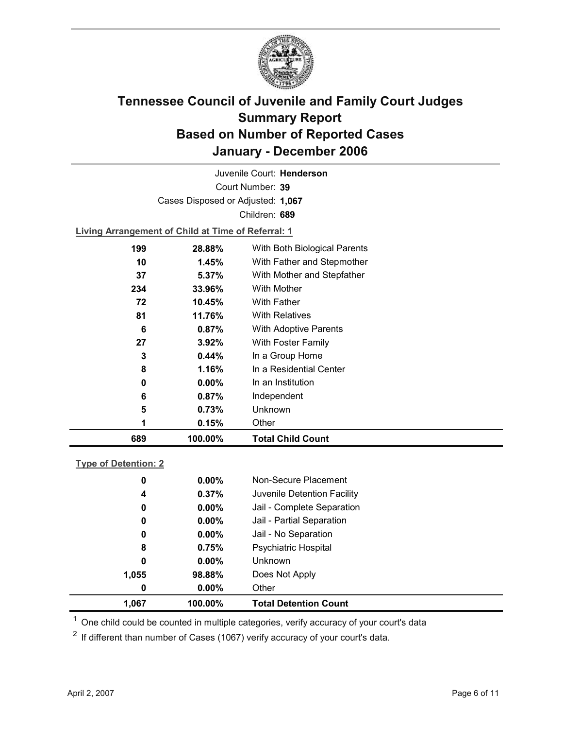# Tennessee Council of Juvenile and Family Court Judges Summary Report Based on Number of Reported Cases January - December 2006

Juvenile Court: **Henderson**

Court Number: **39**

Cases Disposed or Adjusted: **1,067**

Children: **689**

**Living Arrangement of Child at Time of Referral: 1**

| Count | Percent | Category |
|---|---|---|
| 199 | 28.88% | With Both Biological Parents |
| 10 | 1.45% | With Father and Stepmother |
| 37 | 5.37% | With Mother and Stepfather |
| 234 | 33.96% | With Mother |
| 72 | 10.45% | With Father |
| 81 | 11.76% | With Relatives |
| 6 | 0.87% | With Adoptive Parents |
| 27 | 3.92% | With Foster Family |
| 3 | 0.44% | In a Group Home |
| 8 | 1.16% | In a Residential Center |
| 0 | 0.00% | In an Institution |
| 6 | 0.87% | Independent |
| 5 | 0.73% | Unknown |
| 1 | 0.15% | Other |
| **689** | **100.00%** | **Total Child Count** |

**Type of Detention: 2**

| Count | Percent | Category |
|---|---|---|
| 0 | 0.00% | Non-Secure Placement |
| 4 | 0.37% | Juvenile Detention Facility |
| 0 | 0.00% | Jail - Complete Separation |
| 0 | 0.00% | Jail - Partial Separation |
| 0 | 0.00% | Jail - No Separation |
| 8 | 0.75% | Psychiatric Hospital |
| 0 | 0.00% | Unknown |
| 1,055 | 98.88% | Does Not Apply |
| 0 | 0.00% | Other |
| **1,067** | **100.00%** | **Total Detention Count** |

[1] One child could be counted in multiple categories, verify accuracy of your court's data

[2] If different than number of Cases (1067) verify accuracy of your court's data.

April 2, 2007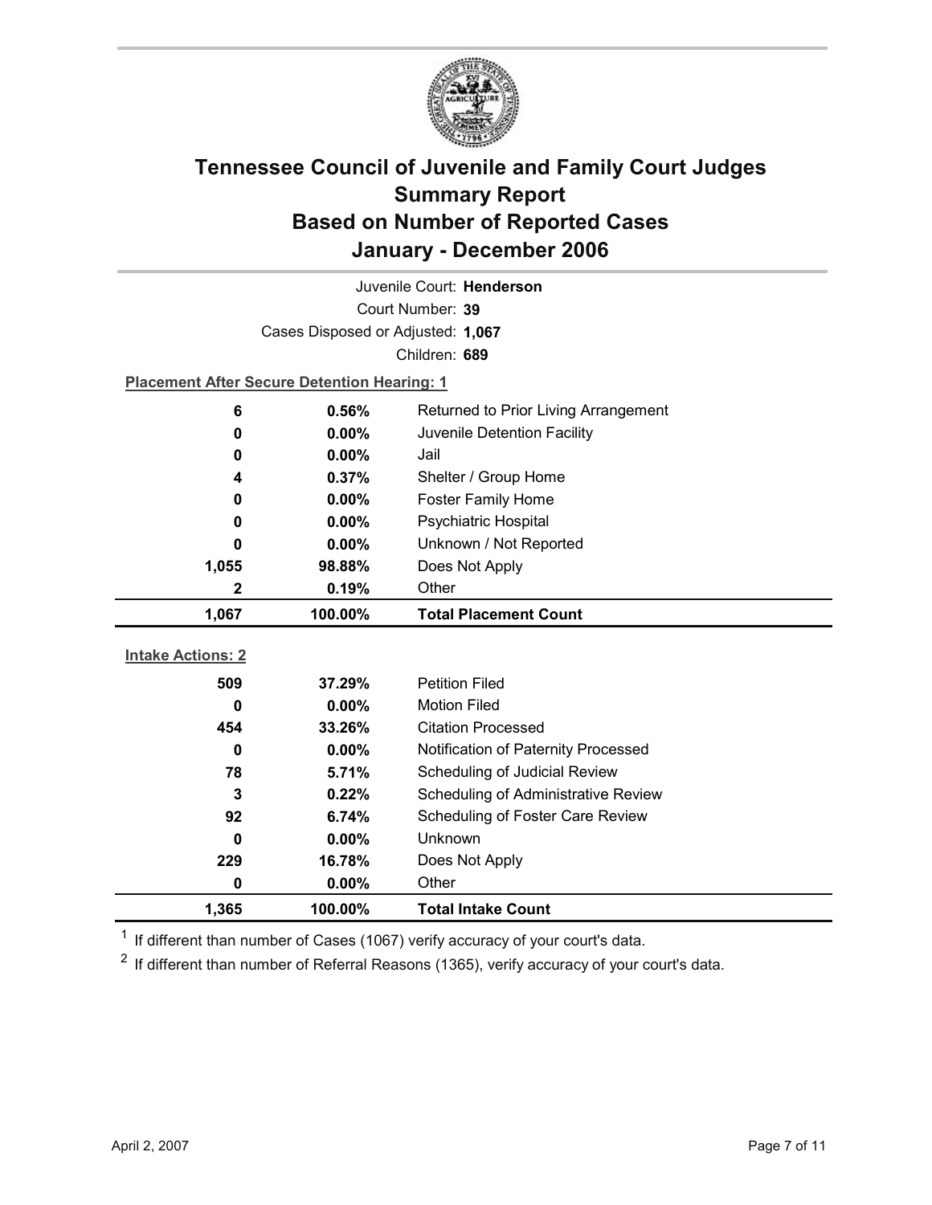# Tennessee Council of Juvenile and Family Court Judges
## Summary Report
## Based on Number of Reported Cases
## January - December 2006

Juvenile Court: **Henderson**

Court Number: **39**

Cases Disposed or Adjusted: **1,067**

Children: **689**

**Placement After Secure Detention Hearing: 1**

| | | |
|---|---|---|
| 6 | 0.56% | Returned to Prior Living Arrangement |
| 0 | 0.00% | Juvenile Detention Facility |
| 0 | 0.00% | Jail |
| 4 | 0.37% | Shelter / Group Home |
| 0 | 0.00% | Foster Family Home |
| 0 | 0.00% | Psychiatric Hospital |
| 0 | 0.00% | Unknown / Not Reported |
| 1,055 | 98.88% | Does Not Apply |
| 2 | 0.19% | Other |
| **1,067** | **100.00%** | **Total Placement Count** |

**Intake Actions: 2**

| | | |
|---|---|---|
| 509 | 37.29% | Petition Filed |
| 0 | 0.00% | Motion Filed |
| 454 | 33.26% | Citation Processed |
| 0 | 0.00% | Notification of Paternity Processed |
| 78 | 5.71% | Scheduling of Judicial Review |
| 3 | 0.22% | Scheduling of Administrative Review |
| 92 | 6.74% | Scheduling of Foster Care Review |
| 0 | 0.00% | Unknown |
| 229 | 16.78% | Does Not Apply |
| 0 | 0.00% | Other |
| **1,365** | **100.00%** | **Total Intake Count** |

[1] If different than number of Cases (1067) verify accuracy of your court's data.

[2] If different than number of Referral Reasons (1365), verify accuracy of your court's data.

April 2, 2007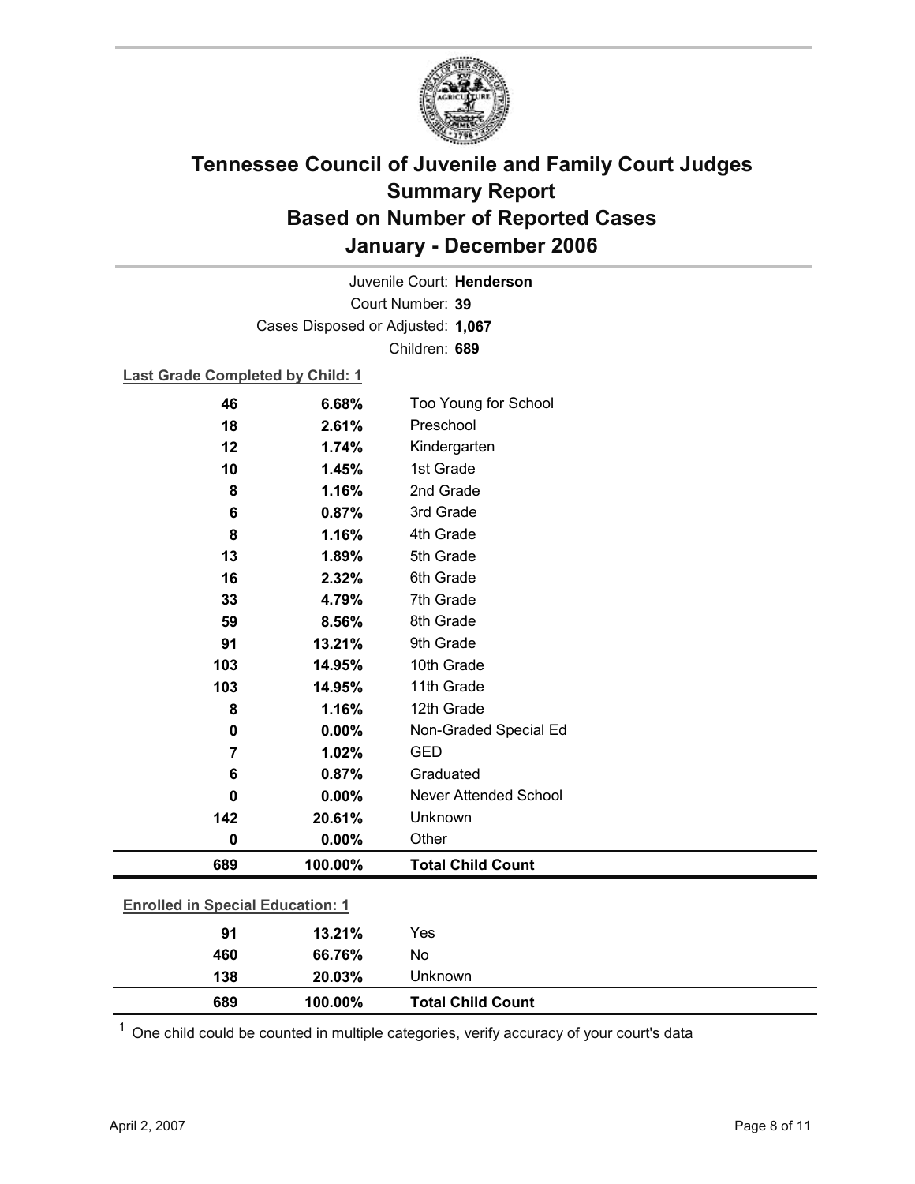# Tennessee Council of Juvenile and Family Court Judges
## Summary Report
## Based on Number of Reported Cases
## January - December 2006

Juvenile Court: **Henderson**

Court Number: **39**

Cases Disposed or Adjusted: **1,067**

Children: **689**

**Last Grade Completed by Child: 1**

| Count | Percent | Category |
|---|---|---|
| 46 | 6.68% | Too Young for School |
| 18 | 2.61% | Preschool |
| 12 | 1.74% | Kindergarten |
| 10 | 1.45% | 1st Grade |
| 8 | 1.16% | 2nd Grade |
| 6 | 0.87% | 3rd Grade |
| 8 | 1.16% | 4th Grade |
| 13 | 1.89% | 5th Grade |
| 16 | 2.32% | 6th Grade |
| 33 | 4.79% | 7th Grade |
| 59 | 8.56% | 8th Grade |
| 91 | 13.21% | 9th Grade |
| 103 | 14.95% | 10th Grade |
| 103 | 14.95% | 11th Grade |
| 8 | 1.16% | 12th Grade |
| 0 | 0.00% | Non-Graded Special Ed |
| 7 | 1.02% | GED |
| 6 | 0.87% | Graduated |
| 0 | 0.00% | Never Attended School |
| 142 | 20.61% | Unknown |
| 0 | 0.00% | Other |
| **689** | **100.00%** | **Total Child Count** |

**Enrolled in Special Education: 1**

| Count | Percent | Category |
|---|---|---|
| 91 | 13.21% | Yes |
| 460 | 66.76% | No |
| 138 | 20.03% | Unknown |
| **689** | **100.00%** | **Total Child Count** |

[1] One child could be counted in multiple categories, verify accuracy of your court's data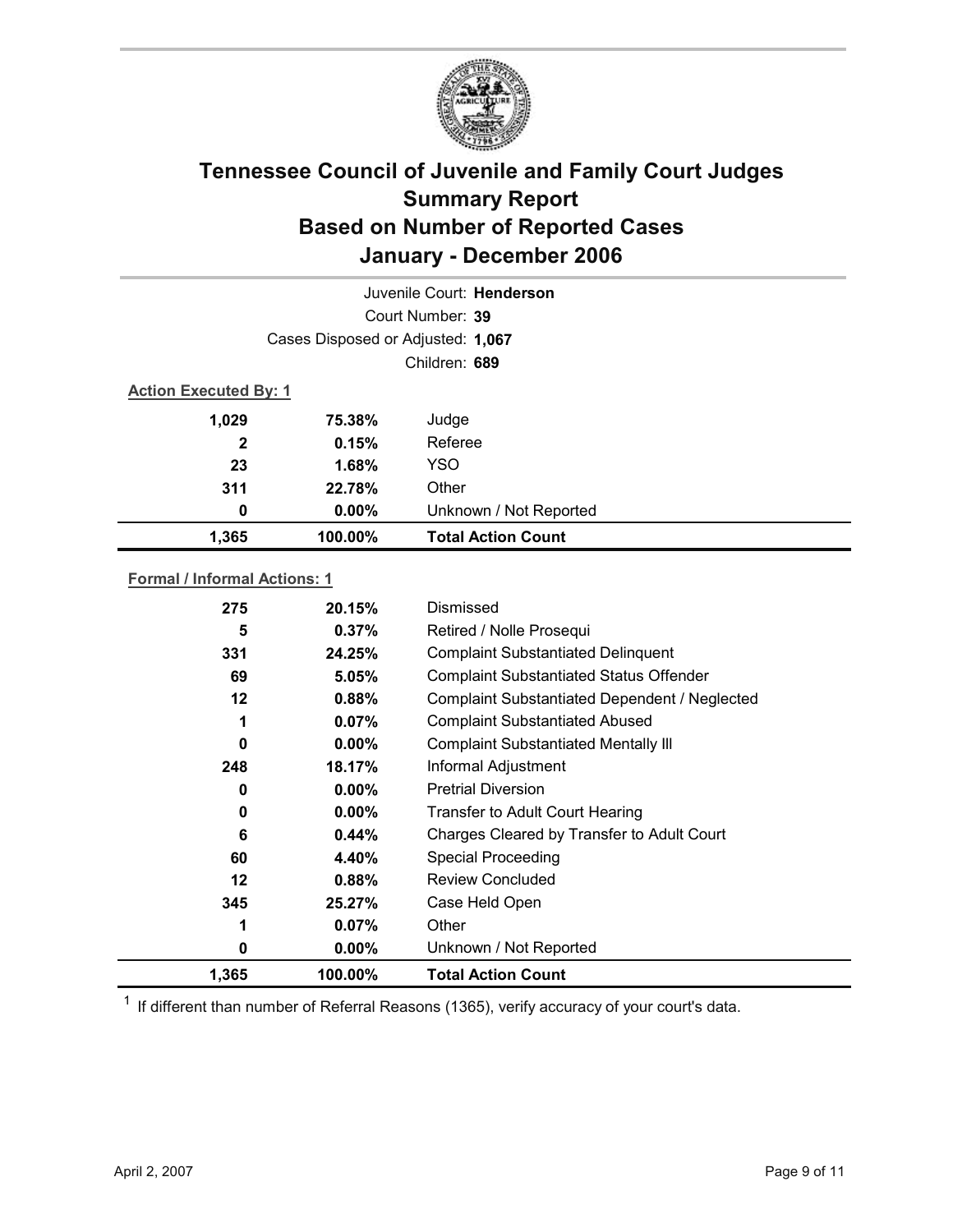# Tennessee Council of Juvenile and Family Court Judges
## Summary Report
## Based on Number of Reported Cases
## January - December 2006

Juvenile Court: **Henderson**

Court Number: **39**

Cases Disposed or Adjusted: **1,067**

Children: **689**

**Action Executed By: 1**

| Count | Percent | Action |
|---|---|---|
| 1,029 | 75.38% | Judge |
| 2 | 0.15% | Referee |
| 23 | 1.68% | YSO |
| 311 | 22.78% | Other |
| 0 | 0.00% | Unknown / Not Reported |
| **1,365** | **100.00%** | **Total Action Count** |

**Formal / Informal Actions: 1**

| Count | Percent | Action |
|---|---|---|
| 275 | 20.15% | Dismissed |
| 5 | 0.37% | Retired / Nolle Prosequi |
| 331 | 24.25% | Complaint Substantiated Delinquent |
| 69 | 5.05% | Complaint Substantiated Status Offender |
| 12 | 0.88% | Complaint Substantiated Dependent / Neglected |
| 1 | 0.07% | Complaint Substantiated Abused |
| 0 | 0.00% | Complaint Substantiated Mentally Ill |
| 248 | 18.17% | Informal Adjustment |
| 0 | 0.00% | Pretrial Diversion |
| 0 | 0.00% | Transfer to Adult Court Hearing |
| 6 | 0.44% | Charges Cleared by Transfer to Adult Court |
| 60 | 4.40% | Special Proceeding |
| 12 | 0.88% | Review Concluded |
| 345 | 25.27% | Case Held Open |
| 1 | 0.07% | Other |
| 0 | 0.00% | Unknown / Not Reported |
| **1,365** | **100.00%** | **Total Action Count** |

[1] If different than number of Referral Reasons (1365), verify accuracy of your court's data.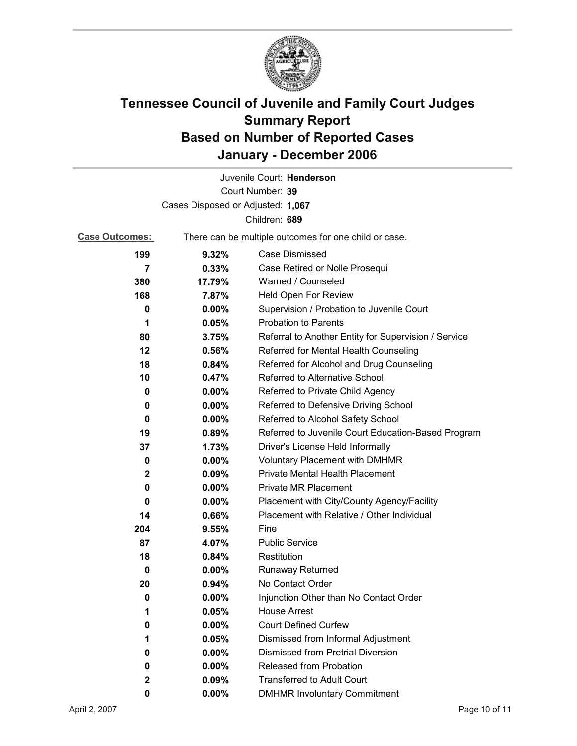# Tennessee Council of Juvenile and Family Court Judges Summary Report Based on Number of Reported Cases January - December 2006

Juvenile Court: **Henderson**

Court Number: **39**

Cases Disposed or Adjusted: **1,067**

Children: **689**

**Case Outcomes:** There can be multiple outcomes for one child or case.

| Count | Percent | Outcome |
|---|---|---|
| **199** | **9.32%** | Case Dismissed |
| **7** | **0.33%** | Case Retired or Nolle Prosequi |
| **380** | **17.79%** | Warned / Counseled |
| **168** | **7.87%** | Held Open For Review |
| **0** | **0.00%** | Supervision / Probation to Juvenile Court |
| **1** | **0.05%** | Probation to Parents |
| **80** | **3.75%** | Referral to Another Entity for Supervision / Service |
| **12** | **0.56%** | Referred for Mental Health Counseling |
| **18** | **0.84%** | Referred for Alcohol and Drug Counseling |
| **10** | **0.47%** | Referred to Alternative School |
| **0** | **0.00%** | Referred to Private Child Agency |
| **0** | **0.00%** | Referred to Defensive Driving School |
| **0** | **0.00%** | Referred to Alcohol Safety School |
| **19** | **0.89%** | Referred to Juvenile Court Education-Based Program |
| **37** | **1.73%** | Driver's License Held Informally |
| **0** | **0.00%** | Voluntary Placement with DMHMR |
| **2** | **0.09%** | Private Mental Health Placement |
| **0** | **0.00%** | Private MR Placement |
| **0** | **0.00%** | Placement with City/County Agency/Facility |
| **14** | **0.66%** | Placement with Relative / Other Individual |
| **204** | **9.55%** | Fine |
| **87** | **4.07%** | Public Service |
| **18** | **0.84%** | Restitution |
| **0** | **0.00%** | Runaway Returned |
| **20** | **0.94%** | No Contact Order |
| **0** | **0.00%** | Injunction Other than No Contact Order |
| **1** | **0.05%** | House Arrest |
| **0** | **0.00%** | Court Defined Curfew |
| **1** | **0.05%** | Dismissed from Informal Adjustment |
| **0** | **0.00%** | Dismissed from Pretrial Diversion |
| **0** | **0.00%** | Released from Probation |
| **2** | **0.09%** | Transferred to Adult Court |
| **0** | **0.00%** | DMHMR Involuntary Commitment |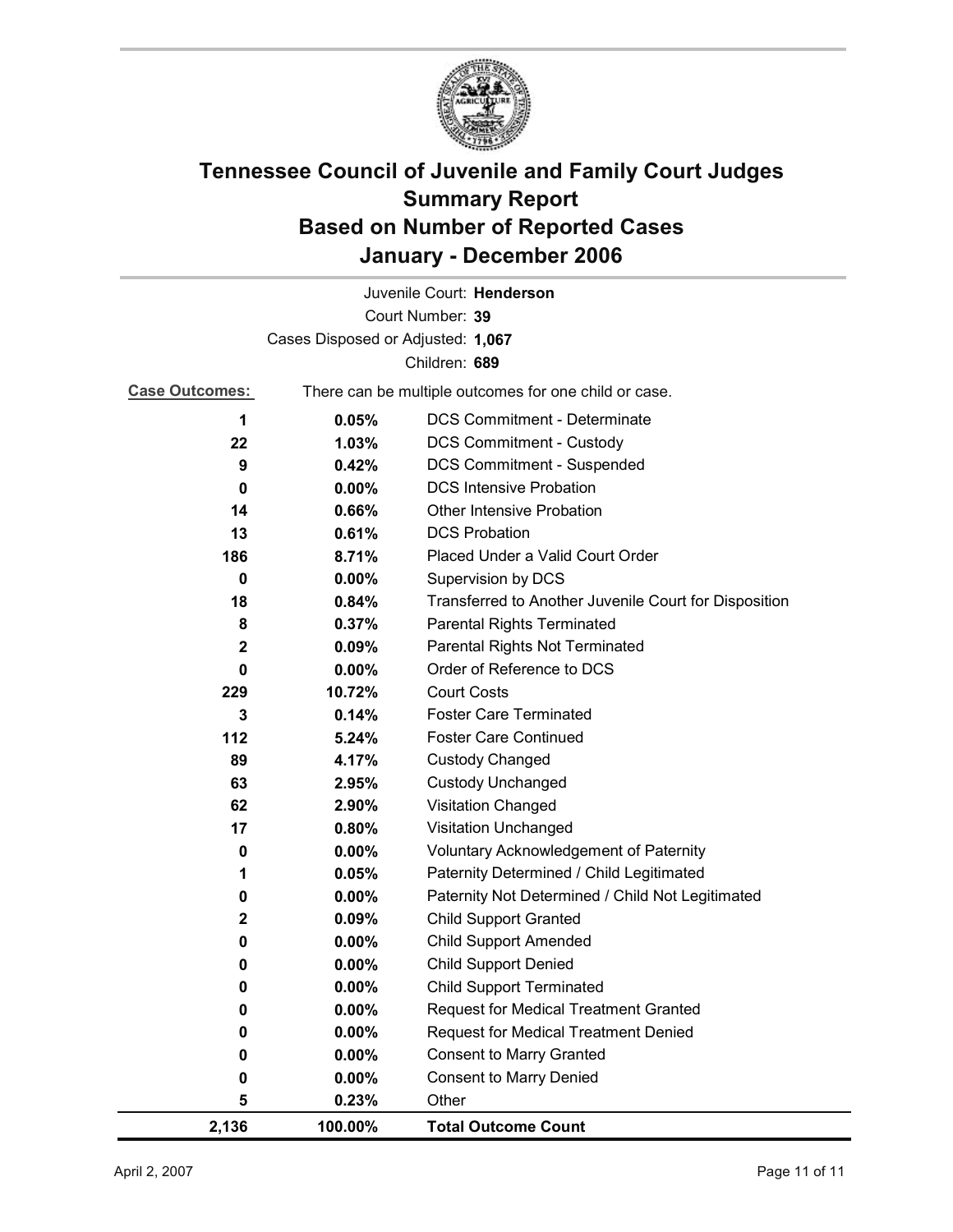# Tennessee Council of Juvenile and Family Court Judges
# Summary Report
# Based on Number of Reported Cases
# January - December 2006

Juvenile Court: **Henderson**

Court Number: **39**

Cases Disposed or Adjusted: **1,067**

Children: **689**

| Case Outcomes: | | There can be multiple outcomes for one child or case. |
|---|---|---|
| 1 | 0.05% | DCS Commitment - Determinate |
| 22 | 1.03% | DCS Commitment - Custody |
| 9 | 0.42% | DCS Commitment - Suspended |
| 0 | 0.00% | DCS Intensive Probation |
| 14 | 0.66% | Other Intensive Probation |
| 13 | 0.61% | DCS Probation |
| 186 | 8.71% | Placed Under a Valid Court Order |
| 0 | 0.00% | Supervision by DCS |
| 18 | 0.84% | Transferred to Another Juvenile Court for Disposition |
| 8 | 0.37% | Parental Rights Terminated |
| 2 | 0.09% | Parental Rights Not Terminated |
| 0 | 0.00% | Order of Reference to DCS |
| 229 | 10.72% | Court Costs |
| 3 | 0.14% | Foster Care Terminated |
| 112 | 5.24% | Foster Care Continued |
| 89 | 4.17% | Custody Changed |
| 63 | 2.95% | Custody Unchanged |
| 62 | 2.90% | Visitation Changed |
| 17 | 0.80% | Visitation Unchanged |
| 0 | 0.00% | Voluntary Acknowledgement of Paternity |
| 1 | 0.05% | Paternity Determined / Child Legitimated |
| 0 | 0.00% | Paternity Not Determined / Child Not Legitimated |
| 2 | 0.09% | Child Support Granted |
| 0 | 0.00% | Child Support Amended |
| 0 | 0.00% | Child Support Denied |
| 0 | 0.00% | Child Support Terminated |
| 0 | 0.00% | Request for Medical Treatment Granted |
| 0 | 0.00% | Request for Medical Treatment Denied |
| 0 | 0.00% | Consent to Marry Granted |
| 0 | 0.00% | Consent to Marry Denied |
| 5 | 0.23% | Other |
| **2,136** | **100.00%** | **Total Outcome Count** |

April 2, 2007